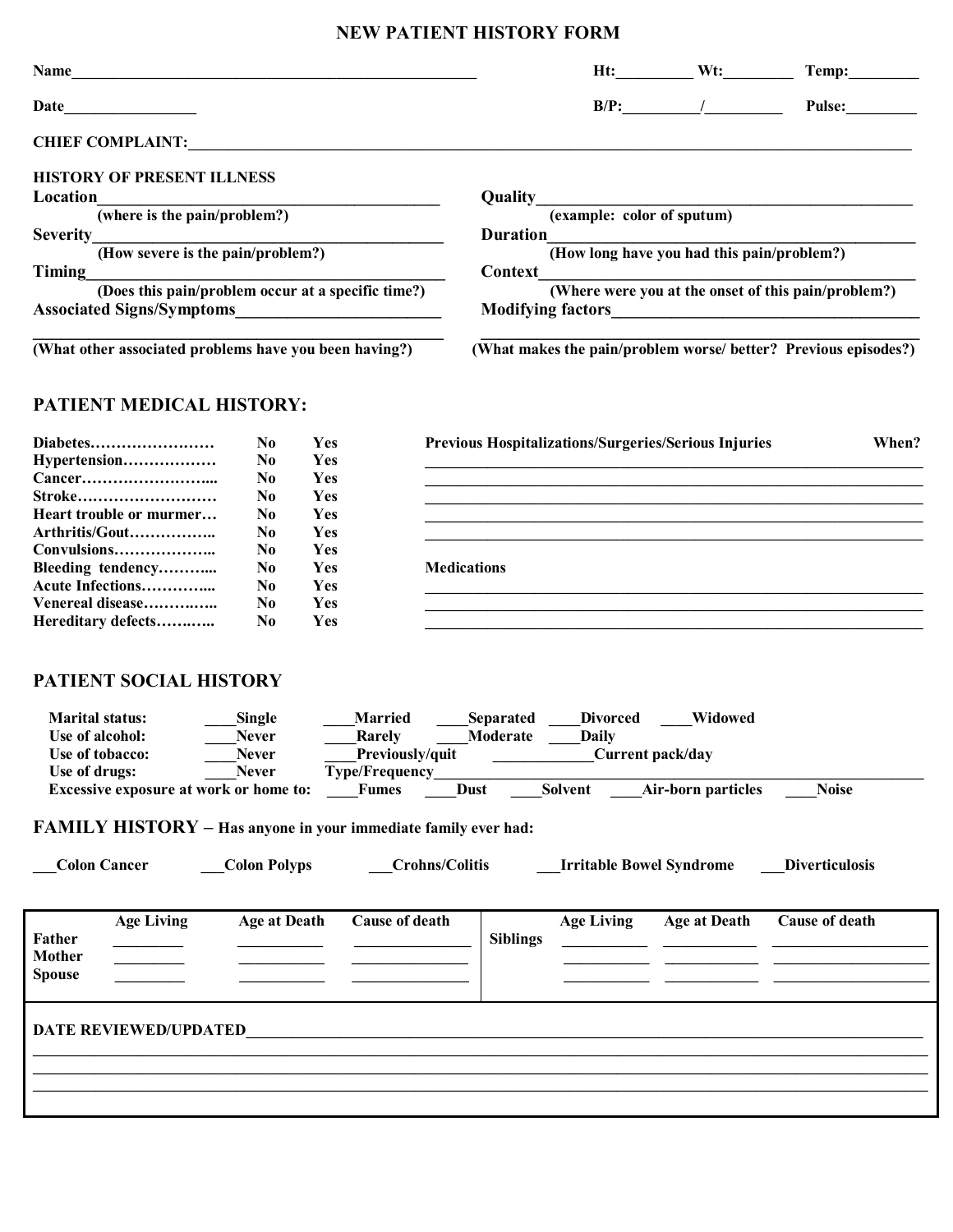# NEW PATIENT HISTORY FORM

**Name**\_\_\_\_\_\_\_\_\_\_\_\_\_\_\_\_\_\_\_\_\_\_\_\_\_\_\_\_\_\_\_\_\_\_\_\_\_\_\_\_\_\_\_\_\_\_\_\_ **Ht:**\_\_\_\_\_\_\_\_\_ **Wt:**\_\_\_\_\_\_\_\_\_ **Temp:**\_\_\_\_\_\_\_\_\_

**Date**\_\_\_\_\_\_\_\_\_\_\_\_\_\_\_\_\_ **B/P:**\_\_\_\_\_\_\_\_\_\_/\_\_\_\_\_\_\_\_\_\_ **Pulse:**\_\_\_\_\_\_\_\_\_

**CHIEF COMPLAINT:**\_\_\_\_\_\_\_\_\_\_\_\_\_\_\_\_\_\_\_\_\_\_\_\_\_\_\_\_\_\_\_\_\_\_\_\_\_\_\_\_\_\_\_\_\_\_\_\_\_\_\_\_\_\_\_\_\_\_\_\_\_\_\_\_\_\_\_\_\_\_\_\_\_\_\_\_\_\_

**HISTORY OF PRESENT ILLNESS**

**Location**\_\_\_\_\_\_\_\_\_\_\_\_\_\_\_\_\_\_\_\_\_\_\_\_\_\_\_\_\_\_\_\_\_\_\_\_\_\_\_\_\_\_
(where is the pain/problem?)

**Severity**\_\_\_\_\_\_\_\_\_\_\_\_\_\_\_\_\_\_\_\_\_\_\_\_\_\_\_\_\_\_\_\_\_\_\_\_\_\_\_\_\_\_
(How severe is the pain/problem?)

**Timing**\_\_\_\_\_\_\_\_\_\_\_\_\_\_\_\_\_\_\_\_\_\_\_\_\_\_\_\_\_\_\_\_\_\_\_\_\_\_\_\_\_\_
(Does this pain/problem occur at a specific time?)

**Associated Signs/Symptoms**\_\_\_\_\_\_\_\_\_\_\_\_\_\_\_\_\_\_\_\_\_\_\_\_\_
\_\_\_\_\_\_\_\_\_\_\_\_\_\_\_\_\_\_\_\_\_\_\_\_\_\_\_\_\_\_\_\_\_\_\_\_\_\_\_\_\_\_\_\_\_\_\_\_\_\_
(What other associated problems have you been having?)

**Quality**\_\_\_\_\_\_\_\_\_\_\_\_\_\_\_\_\_\_\_\_\_\_\_\_\_\_\_\_\_\_\_\_\_\_\_\_\_\_\_\_\_\_\_\_
(example: color of sputum)

**Duration**\_\_\_\_\_\_\_\_\_\_\_\_\_\_\_\_\_\_\_\_\_\_\_\_\_\_\_\_\_\_\_\_\_\_\_\_\_\_\_\_\_\_\_
(How long have you had this pain/problem?)

**Context**\_\_\_\_\_\_\_\_\_\_\_\_\_\_\_\_\_\_\_\_\_\_\_\_\_\_\_\_\_\_\_\_\_\_\_\_\_\_\_\_\_\_\_\_
(Where were you at the onset of this pain/problem?)

**Modifying factors**\_\_\_\_\_\_\_\_\_\_\_\_\_\_\_\_\_\_\_\_\_\_\_\_\_\_\_\_\_\_\_\_\_\_\_\_\_
\_\_\_\_\_\_\_\_\_\_\_\_\_\_\_\_\_\_\_\_\_\_\_\_\_\_\_\_\_\_\_\_\_\_\_\_\_\_\_\_\_\_\_\_\_\_\_\_\_\_
(What makes the pain/problem worse/ better? Previous episodes?)

## PATIENT MEDICAL HISTORY:

| | | |
|---|---|---|
| Diabetes…………………… | No | Yes |
| Hypertension……………… | No | Yes |
| Cancer……………………... | No | Yes |
| Stroke……………………… | No | Yes |
| Heart trouble or murmer… | No | Yes |
| Arthritis/Gout…………….. | No | Yes |
| Convulsions……………….. | No | Yes |
| Bleeding tendency………... | No | Yes |
| Acute Infections…………... | No | Yes |
| Venereal disease…………... | No | Yes |
| Hereditary defects………... | No | Yes |

**Previous Hospitalizations/Surgeries/Serious Injuries** **When?**

\_\_\_\_\_\_\_\_\_\_\_\_\_\_\_\_\_\_\_\_\_\_\_\_\_\_\_\_\_\_\_\_\_\_\_\_\_\_\_\_\_\_\_\_\_\_\_\_\_\_\_\_\_\_\_\_\_\_
\_\_\_\_\_\_\_\_\_\_\_\_\_\_\_\_\_\_\_\_\_\_\_\_\_\_\_\_\_\_\_\_\_\_\_\_\_\_\_\_\_\_\_\_\_\_\_\_\_\_\_\_\_\_\_\_\_\_
\_\_\_\_\_\_\_\_\_\_\_\_\_\_\_\_\_\_\_\_\_\_\_\_\_\_\_\_\_\_\_\_\_\_\_\_\_\_\_\_\_\_\_\_\_\_\_\_\_\_\_\_\_\_\_\_\_\_
\_\_\_\_\_\_\_\_\_\_\_\_\_\_\_\_\_\_\_\_\_\_\_\_\_\_\_\_\_\_\_\_\_\_\_\_\_\_\_\_\_\_\_\_\_\_\_\_\_\_\_\_\_\_\_\_\_\_
\_\_\_\_\_\_\_\_\_\_\_\_\_\_\_\_\_\_\_\_\_\_\_\_\_\_\_\_\_\_\_\_\_\_\_\_\_\_\_\_\_\_\_\_\_\_\_\_\_\_\_\_\_\_\_\_\_\_

**Medications**

\_\_\_\_\_\_\_\_\_\_\_\_\_\_\_\_\_\_\_\_\_\_\_\_\_\_\_\_\_\_\_\_\_\_\_\_\_\_\_\_\_\_\_\_\_\_\_\_\_\_\_\_\_\_\_\_\_\_
\_\_\_\_\_\_\_\_\_\_\_\_\_\_\_\_\_\_\_\_\_\_\_\_\_\_\_\_\_\_\_\_\_\_\_\_\_\_\_\_\_\_\_\_\_\_\_\_\_\_\_\_\_\_\_\_\_\_
\_\_\_\_\_\_\_\_\_\_\_\_\_\_\_\_\_\_\_\_\_\_\_\_\_\_\_\_\_\_\_\_\_\_\_\_\_\_\_\_\_\_\_\_\_\_\_\_\_\_\_\_\_\_\_\_\_\_

## PATIENT SOCIAL HISTORY

**Marital status:** \_\_\_\_Single \_\_\_\_Married \_\_\_\_Separated \_\_\_\_Divorced \_\_\_\_Widowed

**Use of alcohol:** \_\_\_\_Never \_\_\_\_Rarely \_\_\_\_Moderate \_\_\_\_Daily

**Use of tobacco:** \_\_\_\_Never \_\_\_\_Previously/quit \_\_\_\_\_\_\_\_\_\_\_\_Current pack/day

**Use of drugs:** \_\_\_\_Never Type/Frequency\_\_\_\_\_\_\_\_\_\_\_\_\_\_\_\_\_\_\_\_\_\_\_\_\_\_\_\_\_\_\_\_\_\_\_\_\_\_\_\_\_\_\_\_\_\_\_\_\_\_

**Excessive exposure at work or home to:** \_\_\_\_Fumes \_\_\_\_Dust \_\_\_\_Solvent \_\_\_\_Air-born particles \_\_\_\_Noise

## FAMILY HISTORY – Has anyone in your immediate family ever had:

\_\_\_Colon Cancer \_\_\_Colon Polyps \_\_\_Crohns/Colitis \_\_\_Irritable Bowel Syndrome \_\_\_Diverticulosis

| | Age Living | Age at Death | Cause of death | | Age Living | Age at Death | Cause of death |
|---|---|---|---|---|---|---|---|
| Father | | | | Siblings | | | |
| Mother | | | | | | | |
| Spouse | | | | | | | |

**DATE REVIEWED/UPDATED**\_\_\_\_\_\_\_\_\_\_\_\_\_\_\_\_\_\_\_\_\_\_\_\_\_\_\_\_\_\_\_\_\_\_\_\_\_\_\_\_\_\_\_\_\_\_\_\_\_\_\_\_\_\_\_\_\_\_\_\_\_\_\_\_\_\_\_\_\_\_
\_\_\_\_\_\_\_\_\_\_\_\_\_\_\_\_\_\_\_\_\_\_\_\_\_\_\_\_\_\_\_\_\_\_\_\_\_\_\_\_\_\_\_\_\_\_\_\_\_\_\_\_\_\_\_\_\_\_\_\_\_\_\_\_\_\_\_\_\_\_\_\_\_\_\_\_\_\_\_\_\_\_\_\_\_\_\_\_\_\_
\_\_\_\_\_\_\_\_\_\_\_\_\_\_\_\_\_\_\_\_\_\_\_\_\_\_\_\_\_\_\_\_\_\_\_\_\_\_\_\_\_\_\_\_\_\_\_\_\_\_\_\_\_\_\_\_\_\_\_\_\_\_\_\_\_\_\_\_\_\_\_\_\_\_\_\_\_\_\_\_\_\_\_\_\_\_\_\_\_\_
\_\_\_\_\_\_\_\_\_\_\_\_\_\_\_\_\_\_\_\_\_\_\_\_\_\_\_\_\_\_\_\_\_\_\_\_\_\_\_\_\_\_\_\_\_\_\_\_\_\_\_\_\_\_\_\_\_\_\_\_\_\_\_\_\_\_\_\_\_\_\_\_\_\_\_\_\_\_\_\_\_\_\_\_\_\_\_\_\_\_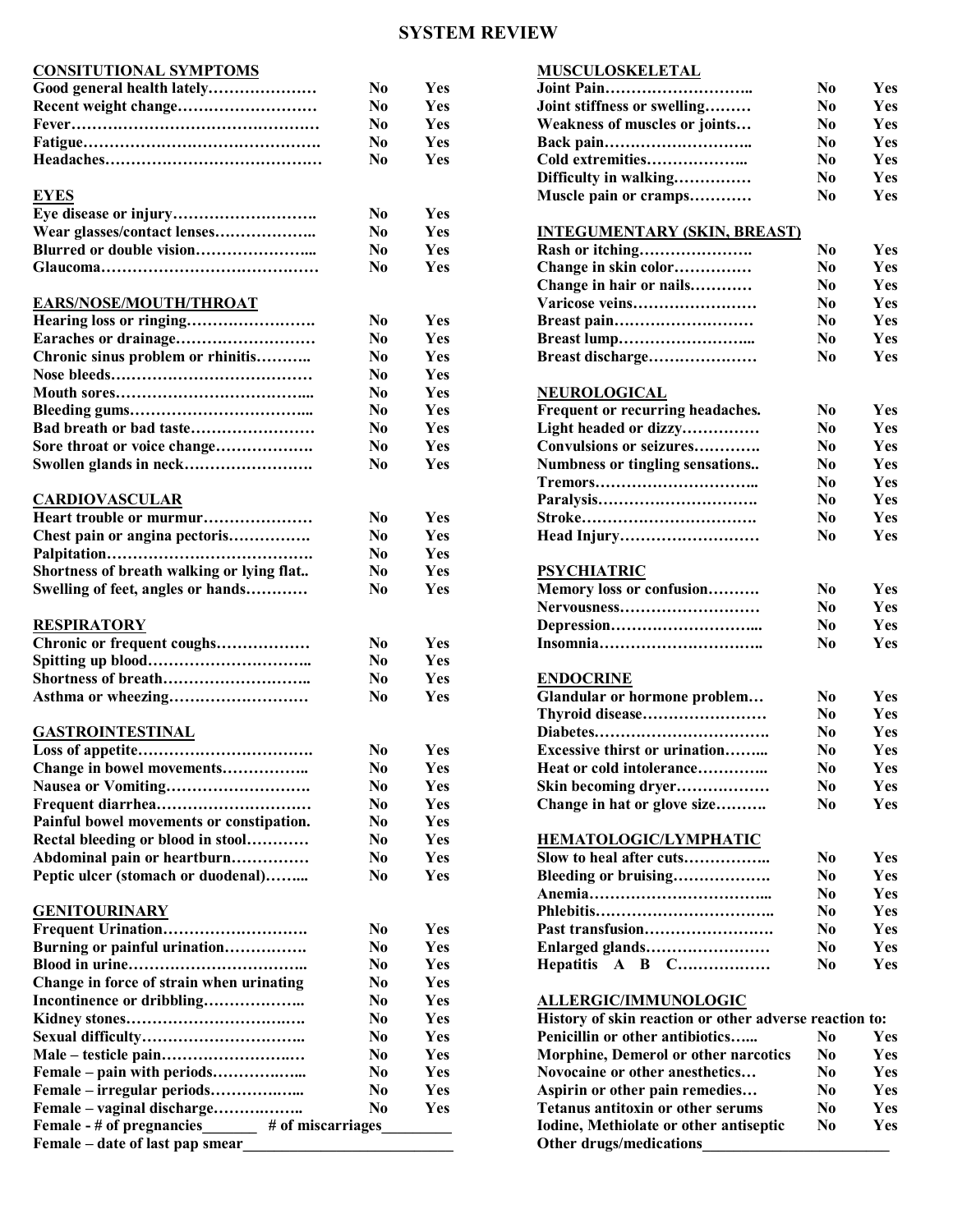# SYSTEM REVIEW

## CONSITUTIONAL SYMPTOMS

| | | |
|---|---|---|
| Good general health lately………………… | No | Yes |
| Recent weight change……………………… | No | Yes |
| Fever………………………………………… | No | Yes |
| Fatigue………………………………………. | No | Yes |
| Headaches…………………………………… | No | Yes |

## EYES

| | | |
|---|---|---|
| Eye disease or injury………………………. | No | Yes |
| Wear glasses/contact lenses……………….. | No | Yes |
| Blurred or double vision…………………... | No | Yes |
| Glaucoma…………………………………… | No | Yes |

## EARS/NOSE/MOUTH/THROAT

| | | |
|---|---|---|
| Hearing loss or ringing……………………. | No | Yes |
| Earaches or drainage……………………… | No | Yes |
| Chronic sinus problem or rhinitis……….. | No | Yes |
| Nose bleeds………………………………… | No | Yes |
| Mouth sores………………………………... | No | Yes |
| Bleeding gums……………………………... | No | Yes |
| Bad breath or bad taste…………………… | No | Yes |
| Sore throat or voice change………………. | No | Yes |
| Swollen glands in neck……………………. | No | Yes |

## CARDIOVASCULAR

| | | |
|---|---|---|
| Heart trouble or murmur………………… | No | Yes |
| Chest pain or angina pectoris……………. | No | Yes |
| Palpitation…………………………………. | No | Yes |
| Shortness of breath walking or lying flat.. | No | Yes |
| Swelling of feet, angles or hands………… | No | Yes |

## RESPIRATORY

| | | |
|---|---|---|
| Chronic or frequent coughs……………… | No | Yes |
| Spitting up blood………………………….. | No | Yes |
| Shortness of breath……………………….. | No | Yes |
| Asthma or wheezing……………………… | No | Yes |

## GASTROINTESTINAL

| | | |
|---|---|---|
| Loss of appetite……………………………. | No | Yes |
| Change in bowel movements…………….. | No | Yes |
| Nausea or Vomiting………………………. | No | Yes |
| Frequent diarrhea…………………………. | No | Yes |
| Painful bowel movements or constipation. | No | Yes |
| Rectal bleeding or blood in stool………… | No | Yes |
| Abdominal pain or heartburn…………… | No | Yes |
| Peptic ulcer (stomach or duodenal)……... | No | Yes |

## GENITOURINARY

| | | |
|---|---|---|
| Frequent Urination………………………. | No | Yes |
| Burning or painful urination……………. | No | Yes |
| Blood in urine……………………………. | No | Yes |
| Change in force of strain when urinating | No | Yes |
| Incontinence or dribbling……………….. | No | Yes |
| Kidney stones……………………………. | No | Yes |
| Sexual difficulty………………………….. | No | Yes |
| Male – testicle pain……………………… | No | Yes |
| Female – pain with periods……………... | No | Yes |
| Female – irregular periods……………... | No | Yes |
| Female – vaginal discharge……………... | No | Yes |

Female - # of pregnancies_______ # of miscarriages________

Female – date of last pap smear__________________________

## MUSCULOSKELETAL

| | | |
|---|---|---|
| Joint Pain……………………….. | No | Yes |
| Joint stiffness or swelling……… | No | Yes |
| Weakness of muscles or joints… | No | Yes |
| Back pain……………………….. | No | Yes |
| Cold extremities……………….. | No | Yes |
| Difficulty in walking…………… | No | Yes |
| Muscle pain or cramps………… | No | Yes |

## INTEGUMENTARY (SKIN, BREAST)

| | | |
|---|---|---|
| Rash or itching…………………. | No | Yes |
| Change in skin color…………… | No | Yes |
| Change in hair or nails………… | No | Yes |
| Varicose veins…………………… | No | Yes |
| Breast pain……………………… | No | Yes |
| Breast lump……………………... | No | Yes |
| Breast discharge………………… | No | Yes |

## NEUROLOGICAL

| | | |
|---|---|---|
| Frequent or recurring headaches. | No | Yes |
| Light headed or dizzy…………… | No | Yes |
| Convulsions or seizures…………. | No | Yes |
| Numbness or tingling sensations.. | No | Yes |
| Tremors…………………………... | No | Yes |
| Paralysis…………………………. | No | Yes |
| Stroke……………………………. | No | Yes |
| Head Injury……………………… | No | Yes |

## PSYCHIATRIC

| | | |
|---|---|---|
| Memory loss or confusion………. | No | Yes |
| Nervousness……………………… | No | Yes |
| Depression………………………... | No | Yes |
| Insomnia…………………………. | No | Yes |

## ENDOCRINE

| | | |
|---|---|---|
| Glandular or hormone problem… | No | Yes |
| Thyroid disease…………………… | No | Yes |
| Diabetes……………………………. | No | Yes |
| Excessive thirst or urination……... | No | Yes |
| Heat or cold intolerance………….. | No | Yes |
| Skin becoming dryer……………… | No | Yes |
| Change in hat or glove size………. | No | Yes |

## HEMATOLOGIC/LYMPHATIC

| | | |
|---|---|---|
| Slow to heal after cuts…………….. | No | Yes |
| Bleeding or bruising……………… | No | Yes |
| Anemia……………………………... | No | Yes |
| Phlebitis…………………………….. | No | Yes |
| Past transfusion……………………. | No | Yes |
| Enlarged glands…………………… | No | Yes |
| Hepatitis A B C……………… | No | Yes |

## ALLERGIC/IMMUNOLOGIC

History of skin reaction or other adverse reaction to:

| | | |
|---|---|---|
| Penicillin or other antibiotics…... | No | Yes |
| Morphine, Demerol or other narcotics | No | Yes |
| Novocaine or other anesthetics… | No | Yes |
| Aspirin or other pain remedies… | No | Yes |
| Tetanus antitoxin or other serums | No | Yes |
| Iodine, Methiolate or other antiseptic | No | Yes |

Other drugs/medications________________________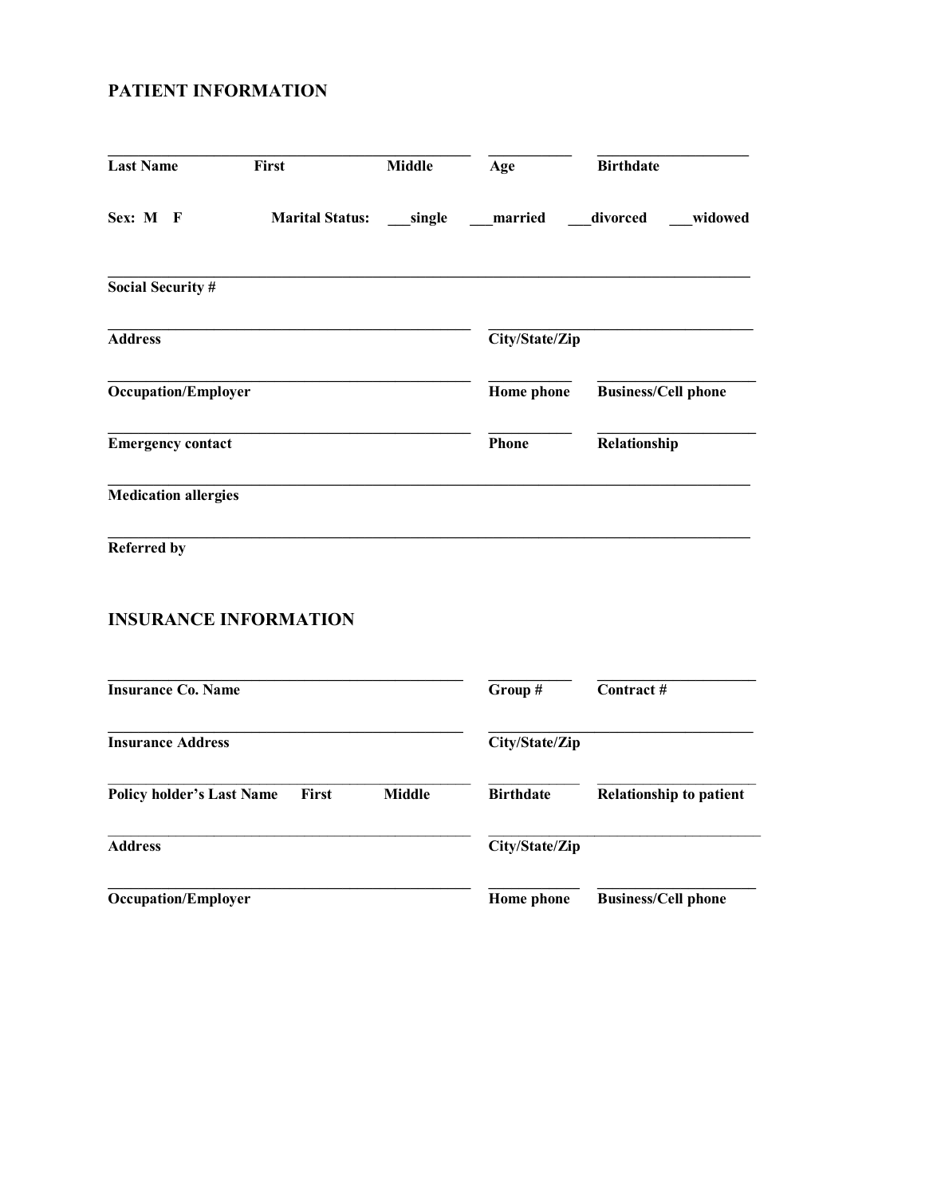## PATIENT INFORMATION

| | | | | |
|---|---|---|---|---|
| **Last Name** | **First** | **Middle** | **Age** | **Birthdate** |

**Sex: M F** **Marital Status:** ___**single** ___**married** ___**divorced** ___**widowed**

**Social Security #**

| | |
|---|---|
| **Address** | **City/State/Zip** |

| | | |
|---|---|---|
| **Occupation/Employer** | **Home phone** | **Business/Cell phone** |
| **Emergency contact** | **Phone** | **Relationship** |

**Medication allergies**

**Referred by**

## INSURANCE INFORMATION

| | | |
|---|---|---|
| **Insurance Co. Name** | **Group #** | **Contract #** |

| | |
|---|---|
| **Insurance Address** | **City/State/Zip** |

| | | | | |
|---|---|---|---|---|
| **Policy holder's Last Name** | **First** | **Middle** | **Birthdate** | **Relationship to patient** |

| | |
|---|---|
| **Address** | **City/State/Zip** |

| | | |
|---|---|---|
| **Occupation/Employer** | **Home phone** | **Business/Cell phone** |